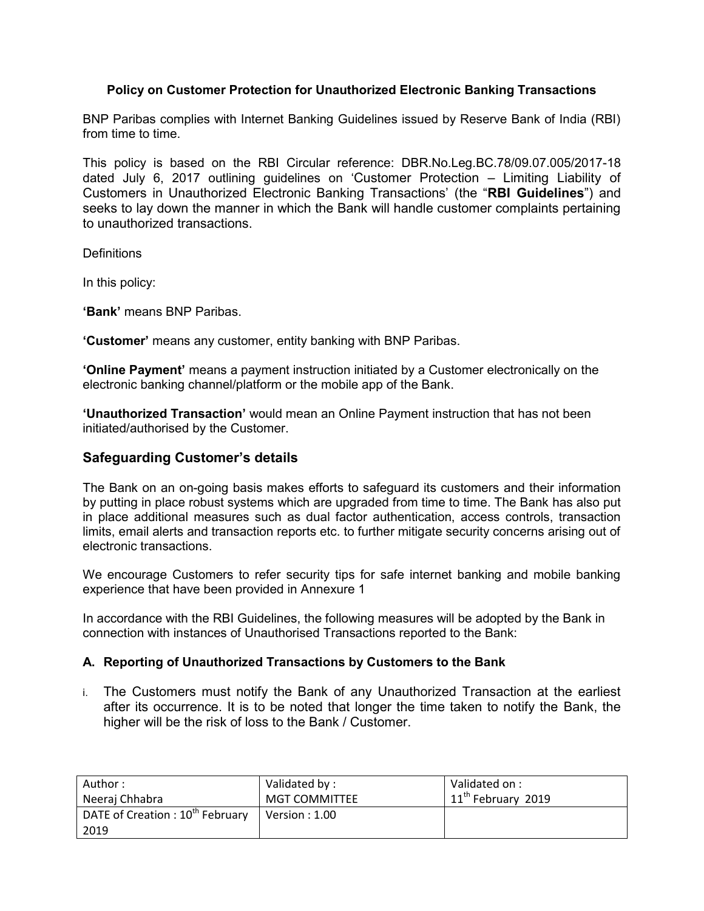**Policy on Customer Protection for Unauthorized Electronic Banking Transactions**

BNP Paribas complies with Internet Banking Guidelines issued by Reserve Bank of India (RBI) from time to time.

This policy is based on the RBI Circular reference: DBR.No.Leg.BC.78/09.07.005/2017-18 dated July 6, 2017 outlining guidelines on 'Customer Protection – Limiting Liability of Customers in Unauthorized Electronic Banking Transactions' (the "**RBI Guidelines**") and seeks to lay down the manner in which the Bank will handle customer complaints pertaining to unauthorized transactions.

Definitions

In this policy:

**'Bank'** means BNP Paribas.

**'Customer'** means any customer, entity banking with BNP Paribas.

**'Online Payment'** means a payment instruction initiated by a Customer electronically on the electronic banking channel/platform or the mobile app of the Bank.

**'Unauthorized Transaction'** would mean an Online Payment instruction that has not been initiated/authorised by the Customer.

## Safeguarding Customer's details

The Bank on an on-going basis makes efforts to safeguard its customers and their information by putting in place robust systems which are upgraded from time to time. The Bank has also put in place additional measures such as dual factor authentication, access controls, transaction limits, email alerts and transaction reports etc. to further mitigate security concerns arising out of electronic transactions.

We encourage Customers to refer security tips for safe internet banking and mobile banking experience that have been provided in Annexure 1

In accordance with the RBI Guidelines, the following measures will be adopted by the Bank in connection with instances of Unauthorised Transactions reported to the Bank:

### A. Reporting of Unauthorized Transactions by Customers to the Bank

i. The Customers must notify the Bank of any Unauthorized Transaction at the earliest after its occurrence. It is to be noted that longer the time taken to notify the Bank, the higher will be the risk of loss to the Bank / Customer.

| Author : Neeraj Chhabra | Validated by : MGT COMMITTEE | Validated on : 11th February 2019 |
| --- | --- | --- |
| DATE of Creation : 10th February 2019 | Version : 1.00 | |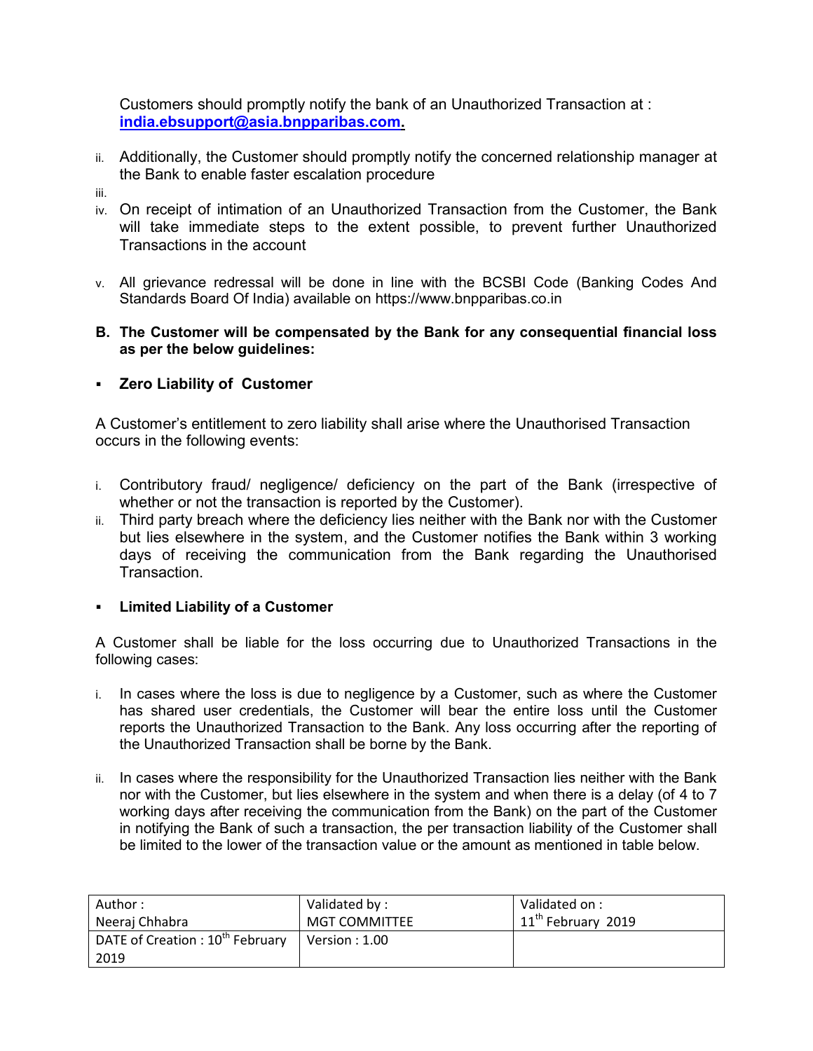Customers should promptly notify the bank of an Unauthorized Transaction at : **india.ebsupport@asia.bnpparibas.com.**

ii. Additionally, the Customer should promptly notify the concerned relationship manager at the Bank to enable faster escalation procedure

iii.

iv. On receipt of intimation of an Unauthorized Transaction from the Customer, the Bank will take immediate steps to the extent possible, to prevent further Unauthorized Transactions in the account

v. All grievance redressal will be done in line with the BCSBI Code (Banking Codes And Standards Board Of India) available on https://www.bnpparibas.co.in

**B. The Customer will be compensated by the Bank for any consequential financial loss as per the below guidelines:**

- **Zero Liability of Customer**

A Customer's entitlement to zero liability shall arise where the Unauthorised Transaction occurs in the following events:

i. Contributory fraud/ negligence/ deficiency on the part of the Bank (irrespective of whether or not the transaction is reported by the Customer).

ii. Third party breach where the deficiency lies neither with the Bank nor with the Customer but lies elsewhere in the system, and the Customer notifies the Bank within 3 working days of receiving the communication from the Bank regarding the Unauthorised Transaction.

- **Limited Liability of a Customer**

A Customer shall be liable for the loss occurring due to Unauthorized Transactions in the following cases:

i. In cases where the loss is due to negligence by a Customer, such as where the Customer has shared user credentials, the Customer will bear the entire loss until the Customer reports the Unauthorized Transaction to the Bank. Any loss occurring after the reporting of the Unauthorized Transaction shall be borne by the Bank.

ii. In cases where the responsibility for the Unauthorized Transaction lies neither with the Bank nor with the Customer, but lies elsewhere in the system and when there is a delay (of 4 to 7 working days after receiving the communication from the Bank) on the part of the Customer in notifying the Bank of such a transaction, the per transaction liability of the Customer shall be limited to the lower of the transaction value or the amount as mentioned in table below.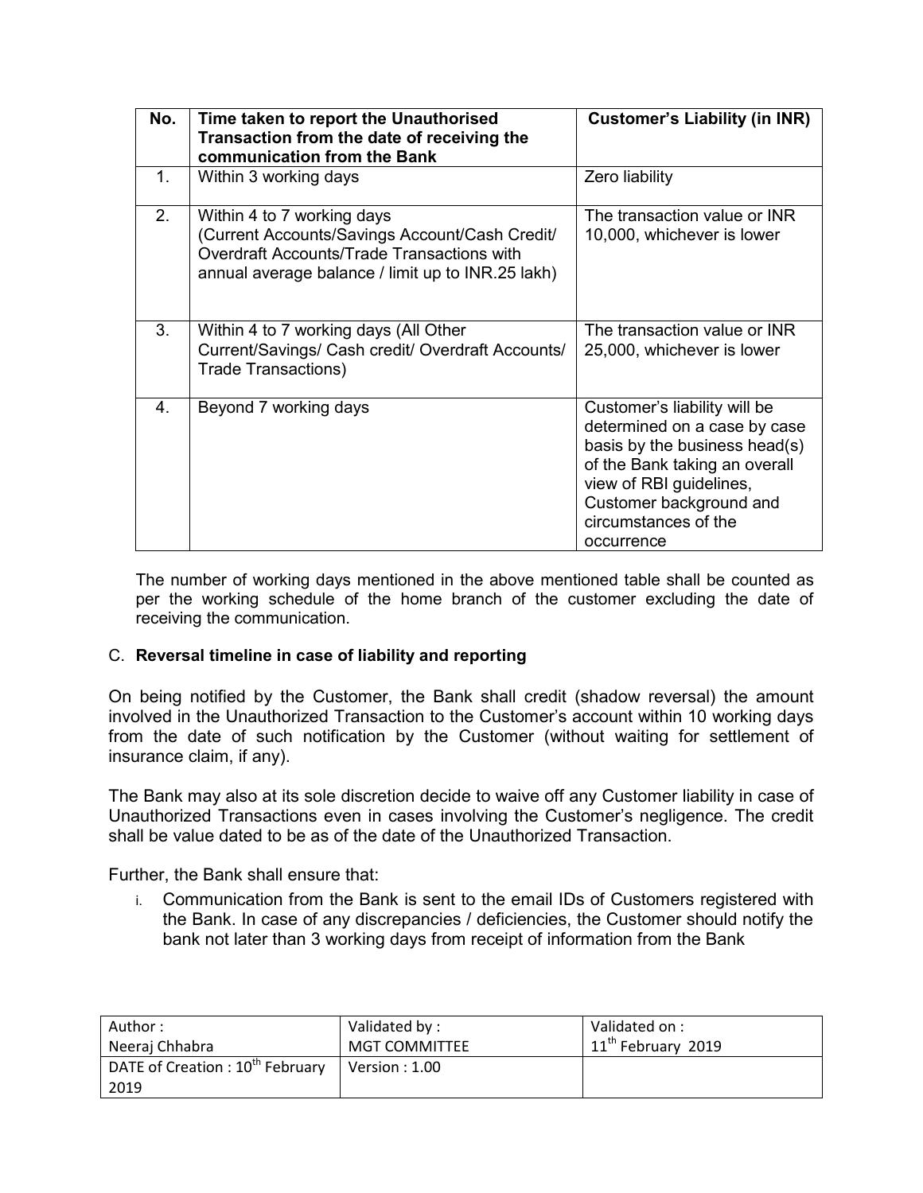| No. | Time taken to report the Unauthorised Transaction from the date of receiving the communication from the Bank | Customer's Liability (in INR) |
|---|---|---|
| 1. | Within 3 working days | Zero liability |
| 2. | Within 4 to 7 working days (Current Accounts/Savings Account/Cash Credit/ Overdraft Accounts/Trade Transactions with annual average balance / limit up to INR.25 lakh) | The transaction value or INR 10,000, whichever is lower |
| 3. | Within 4 to 7 working days (All Other Current/Savings/ Cash credit/ Overdraft Accounts/ Trade Transactions) | The transaction value or INR 25,000, whichever is lower |
| 4. | Beyond 7 working days | Customer's liability will be determined on a case by case basis by the business head(s) of the Bank taking an overall view of RBI guidelines, Customer background and circumstances of the occurrence |

The number of working days mentioned in the above mentioned table shall be counted as per the working schedule of the home branch of the customer excluding the date of receiving the communication.

C. **Reversal timeline in case of liability and reporting**

On being notified by the Customer, the Bank shall credit (shadow reversal) the amount involved in the Unauthorized Transaction to the Customer's account within 10 working days from the date of such notification by the Customer (without waiting for settlement of insurance claim, if any).

The Bank may also at its sole discretion decide to waive off any Customer liability in case of Unauthorized Transactions even in cases involving the Customer's negligence. The credit shall be value dated to be as of the date of the Unauthorized Transaction.

Further, the Bank shall ensure that:

i. Communication from the Bank is sent to the email IDs of Customers registered with the Bank. In case of any discrepancies / deficiencies, the Customer should notify the bank not later than 3 working days from receipt of information from the Bank

| Author : Neeraj Chhabra | Validated by : MGT COMMITTEE | Validated on : 11th February 2019 |
|---|---|---|
| DATE of Creation : 10th February 2019 | Version : 1.00 | |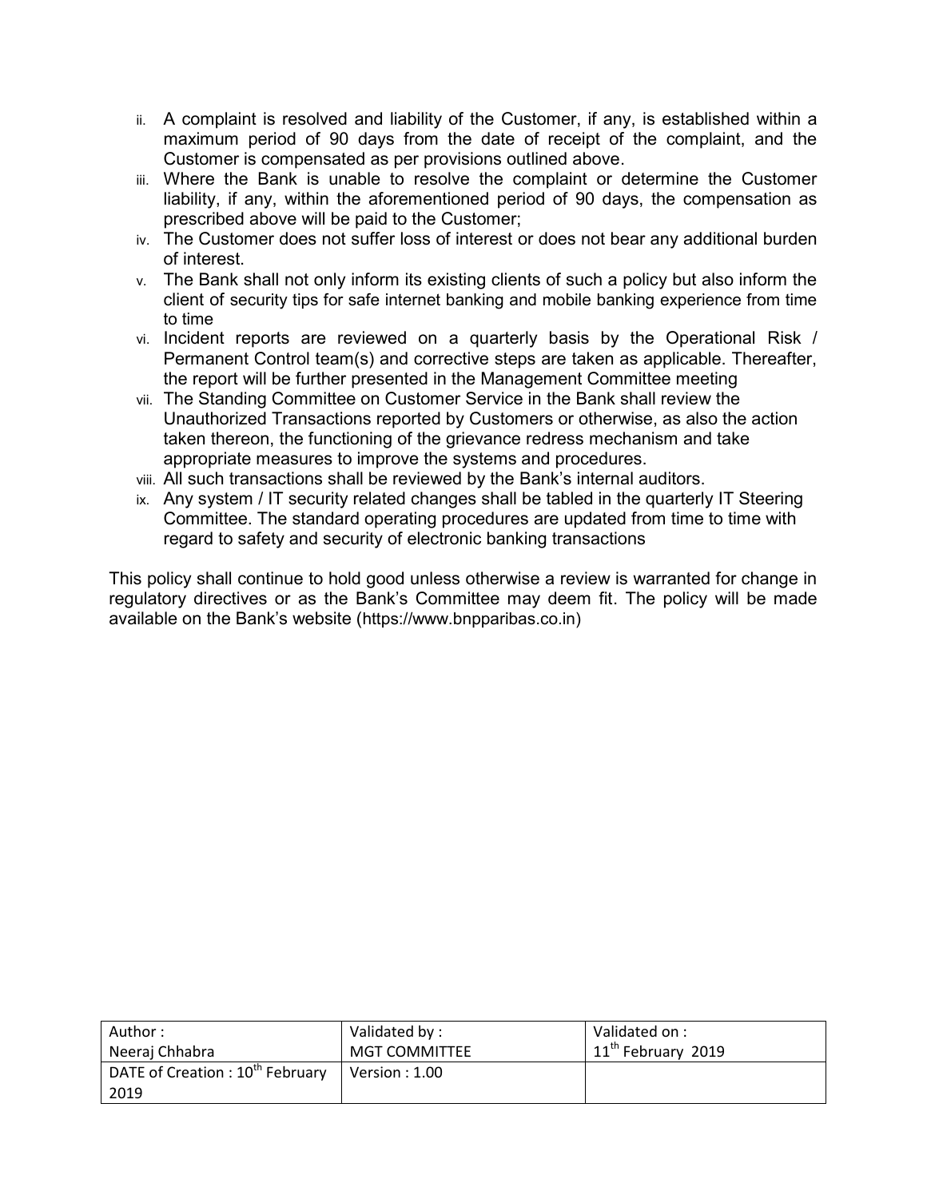ii. A complaint is resolved and liability of the Customer, if any, is established within a maximum period of 90 days from the date of receipt of the complaint, and the Customer is compensated as per provisions outlined above.

iii. Where the Bank is unable to resolve the complaint or determine the Customer liability, if any, within the aforementioned period of 90 days, the compensation as prescribed above will be paid to the Customer;

iv. The Customer does not suffer loss of interest or does not bear any additional burden of interest.

v. The Bank shall not only inform its existing clients of such a policy but also inform the client of security tips for safe internet banking and mobile banking experience from time to time

vi. Incident reports are reviewed on a quarterly basis by the Operational Risk / Permanent Control team(s) and corrective steps are taken as applicable. Thereafter, the report will be further presented in the Management Committee meeting

vii. The Standing Committee on Customer Service in the Bank shall review the Unauthorized Transactions reported by Customers or otherwise, as also the action taken thereon, the functioning of the grievance redress mechanism and take appropriate measures to improve the systems and procedures.

viii. All such transactions shall be reviewed by the Bank's internal auditors.

ix. Any system / IT security related changes shall be tabled in the quarterly IT Steering Committee. The standard operating procedures are updated from time to time with regard to safety and security of electronic banking transactions

This policy shall continue to hold good unless otherwise a review is warranted for change in regulatory directives or as the Bank's Committee may deem fit. The policy will be made available on the Bank's website (https://www.bnpparibas.co.in)

| Author : Neeraj Chhabra | Validated by : MGT COMMITTEE | Validated on : 11th February 2019 |
| --- | --- | --- |
| DATE of Creation : 10th February 2019 | Version : 1.00 | |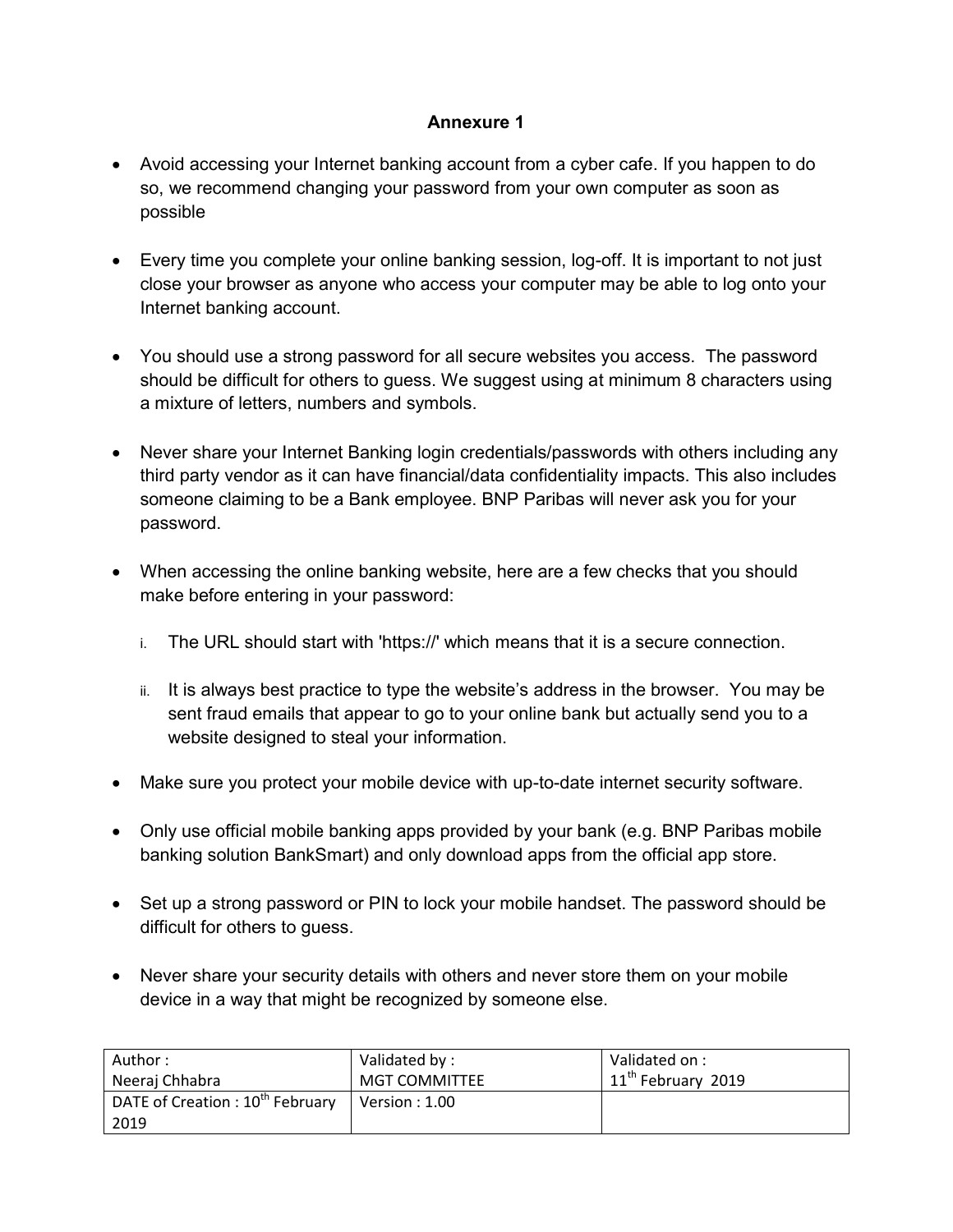**Annexure 1**

- Avoid accessing your Internet banking account from a cyber cafe. If you happen to do so, we recommend changing your password from your own computer as soon as possible

- Every time you complete your online banking session, log-off. It is important to not just close your browser as anyone who access your computer may be able to log onto your Internet banking account.

- You should use a strong password for all secure websites you access. The password should be difficult for others to guess. We suggest using at minimum 8 characters using a mixture of letters, numbers and symbols.

- Never share your Internet Banking login credentials/passwords with others including any third party vendor as it can have financial/data confidentiality impacts. This also includes someone claiming to be a Bank employee. BNP Paribas will never ask you for your password.

- When accessing the online banking website, here are a few checks that you should make before entering in your password:

  i. The URL should start with 'https://' which means that it is a secure connection.

  ii. It is always best practice to type the website's address in the browser. You may be sent fraud emails that appear to go to your online bank but actually send you to a website designed to steal your information.

- Make sure you protect your mobile device with up-to-date internet security software.

- Only use official mobile banking apps provided by your bank (e.g. BNP Paribas mobile banking solution BankSmart) and only download apps from the official app store.

- Set up a strong password or PIN to lock your mobile handset. The password should be difficult for others to guess.

- Never share your security details with others and never store them on your mobile device in a way that might be recognized by someone else.

| Author : Neeraj Chhabra | Validated by : MGT COMMITTEE | Validated on : 11th February 2019 |
|---|---|---|
| DATE of Creation : 10th February 2019 | Version : 1.00 | |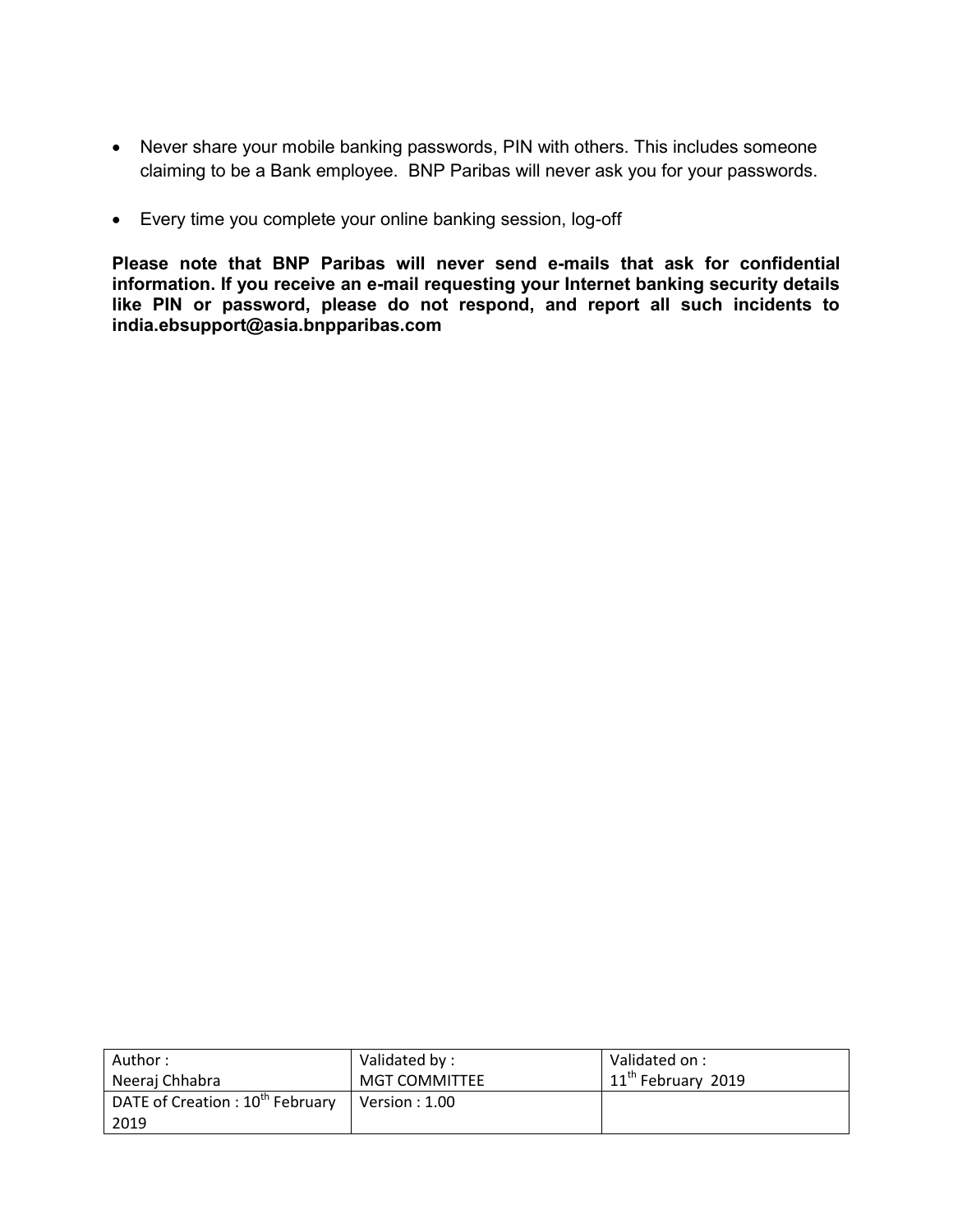- Never share your mobile banking passwords, PIN with others. This includes someone claiming to be a Bank employee. BNP Paribas will never ask you for your passwords.

- Every time you complete your online banking session, log-off

**Please note that BNP Paribas will never send e-mails that ask for confidential information. If you receive an e-mail requesting your Internet banking security details like PIN or password, please do not respond, and report all such incidents to india.ebsupport@asia.bnpparibas.com**

| | | |
|---|---|---|
| Author :<br>Neeraj Chhabra | Validated by :<br>MGT COMMITTEE | Validated on :<br>11th February 2019 |
| DATE of Creation : 10th February 2019 | Version : 1.00 | |